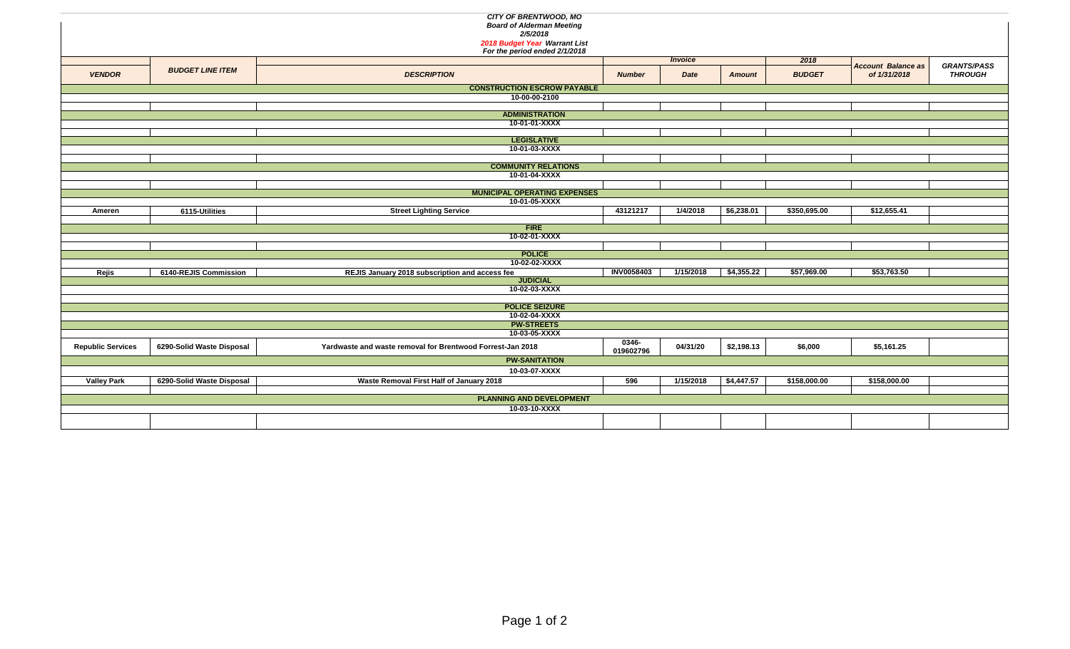*CITY OF BRENTWOOD, MO*
*Board of Alderman Meeting*
*2/5/2018*
*2018 Budget Year Warrant List*
*For the period ended 2/1/2018*

| VENDOR | BUDGET LINE ITEM | DESCRIPTION | Invoice Number | Invoice Date | Invoice Amount | 2018 BUDGET | Account Balance as of 1/31/2018 | GRANTS/PASS THROUGH |
|---|---|---|---|---|---|---|---|---|
| **CONSTRUCTION ESCROW PAYABLE** | | | | | | | | |
| **10-00-00-2100** | | | | | | | | |
| | | | | | | | | |
| **ADMINISTRATION** | | | | | | | | |
| **10-01-01-XXXX** | | | | | | | | |
| | | | | | | | | |
| **LEGISLATIVE** | | | | | | | | |
| **10-01-03-XXXX** | | | | | | | | |
| | | | | | | | | |
| **COMMUNITY RELATIONS** | | | | | | | | |
| **10-01-04-XXXX** | | | | | | | | |
| | | | | | | | | |
| **MUNICIPAL OPERATING EXPENSES** | | | | | | | | |
| **10-01-05-XXXX** | | | | | | | | |
| Ameren | 6115-Utilities | Street Lighting Service | 43121217 | 1/4/2018 | $6,238.01 | $350,695.00 | $12,655.41 | |
| | | | | | | | | |
| **FIRE** | | | | | | | | |
| **10-02-01-XXXX** | | | | | | | | |
| | | | | | | | | |
| **POLICE** | | | | | | | | |
| **10-02-02-XXXX** | | | | | | | | |
| Rejis | 6140-REJIS Commission | REJIS January 2018 subscription and access fee | INV0058403 | 1/15/2018 | $4,355.22 | $57,969.00 | $53,763.50 | |
| **JUDICIAL** | | | | | | | | |
| **10-02-03-XXXX** | | | | | | | | |
| | | | | | | | | |
| **POLICE SEIZURE** | | | | | | | | |
| **10-02-04-XXXX** | | | | | | | | |
| **PW-STREETS** | | | | | | | | |
| **10-03-05-XXXX** | | | | | | | | |
| Republic Services | 6290-Solid Waste Disposal | Yardwaste and waste removal for Brentwood Forrest-Jan 2018 | 0346-019602796 | 04/31/20 | $2,198.13 | $6,000 | $5,161.25 | |
| **PW-SANITATION** | | | | | | | | |
| **10-03-07-XXXX** | | | | | | | | |
| Valley Park | 6290-Solid Waste Disposal | Waste Removal First Half of January 2018 | 596 | 1/15/2018 | $4,447.57 | $158,000.00 | $158,000.00 | |
| | | | | | | | | |
| **PLANNING AND DEVELOPMENT** | | | | | | | | |
| **10-03-10-XXXX** | | | | | | | | |
| | | | | | | | | |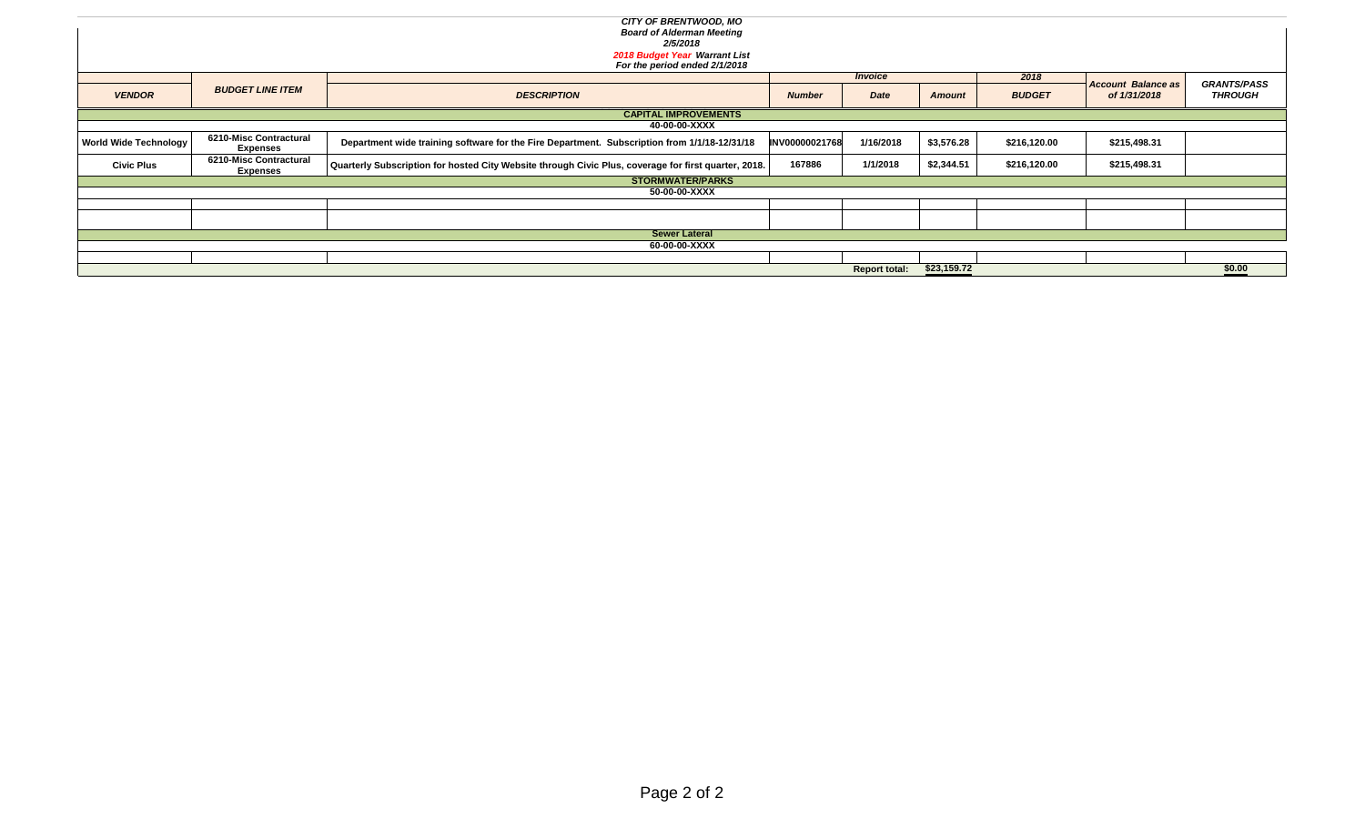*CITY OF BRENTWOOD, MO*
*Board of Alderman Meeting*
*2/5/2018*
*2018 Budget Year Warrant List*
*For the period ended 2/1/2018*

| *VENDOR* | *BUDGET LINE ITEM* | *DESCRIPTION* | *Invoice* *Number* | *Invoice* *Date* | *Invoice* *Amount* | *2018* *BUDGET* | *Account Balance as of 1/31/2018* | *GRANTS/PASS THROUGH* |
|---|---|---|---|---|---|---|---|---|
| **CAPITAL IMPROVEMENTS** | | | | | | | | |
| **40-00-00-XXXX** | | | | | | | | |
| **World Wide Technology** | 6210-Misc Contractural Expenses | Department wide training software for the Fire Department. Subscription from 1/1/18-12/31/18 | INV00000021768 | 1/16/2018 | $3,576.28 | $216,120.00 | $215,498.31 | |
| **Civic Plus** | 6210-Misc Contractural Expenses | Quarterly Subscription for hosted City Website through Civic Plus, coverage for first quarter, 2018. | 167886 | 1/1/2018 | $2,344.51 | $216,120.00 | $215,498.31 | |
| **STORMWATER/PARKS** | | | | | | | | |
| **50-00-00-XXXX** | | | | | | | | |
| | | | | | | | | |
| | | | | | | | | |
| **Sewer Lateral** | | | | | | | | |
| **60-00-00-XXXX** | | | | | | | | |
| | | | | | | | | |
| | | | | **Report total:** | **$23,159.72** | | | **$0.00** |